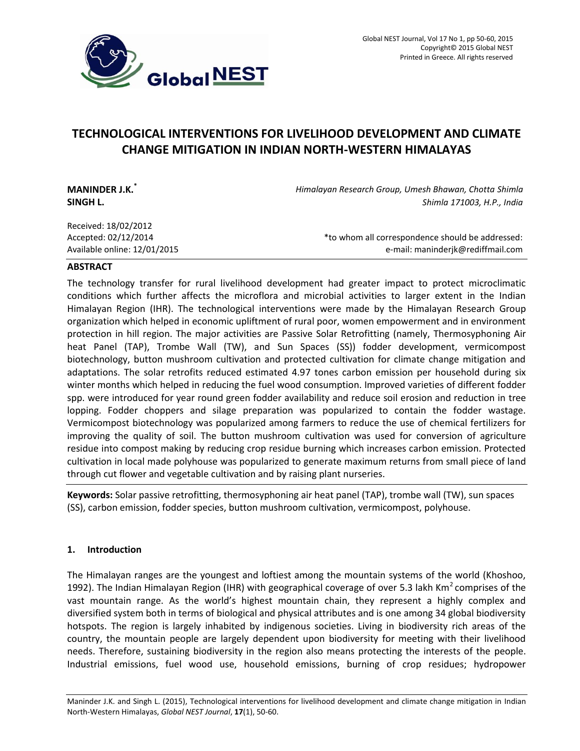# TECHNOLOGICAL INTERVENTIONS FOR LIVELIHOOD DEVELOPMENT AND CLIMATE CHANGE MITIGATION IN INDIAN NORTH-WESTERN HIMALAYAS

**MANINDER J.K.***
**SINGH L.**

*Himalayan Research Group, Umesh Bhawan, Chotta Shimla*
*Shimla 171003, H.P., India*

Received: 18/02/2012
Accepted: 02/12/2014
Available online: 12/01/2015

*to whom all correspondence should be addressed:
e-mail: maninderjk@rediffmail.com

## ABSTRACT

The technology transfer for rural livelihood development had greater impact to protect microclimatic conditions which further affects the microflora and microbial activities to larger extent in the Indian Himalayan Region (IHR). The technological interventions were made by the Himalayan Research Group organization which helped in economic upliftment of rural poor, women empowerment and in environment protection in hill region. The major activities are Passive Solar Retrofitting (namely, Thermosyphoning Air heat Panel (TAP), Trombe Wall (TW), and Sun Spaces (SS)) fodder development, vermicompost biotechnology, button mushroom cultivation and protected cultivation for climate change mitigation and adaptations. The solar retrofits reduced estimated 4.97 tones carbon emission per household during six winter months which helped in reducing the fuel wood consumption. Improved varieties of different fodder spp. were introduced for year round green fodder availability and reduce soil erosion and reduction in tree lopping. Fodder choppers and silage preparation was popularized to contain the fodder wastage. Vermicompost biotechnology was popularized among farmers to reduce the use of chemical fertilizers for improving the quality of soil. The button mushroom cultivation was used for conversion of agriculture residue into compost making by reducing crop residue burning which increases carbon emission. Protected cultivation in local made polyhouse was popularized to generate maximum returns from small piece of land through cut flower and vegetable cultivation and by raising plant nurseries.

**Keywords:** Solar passive retrofitting, thermosyphoning air heat panel (TAP), trombe wall (TW), sun spaces (SS), carbon emission, fodder species, button mushroom cultivation, vermicompost, polyhouse.

## 1. Introduction

The Himalayan ranges are the youngest and loftiest among the mountain systems of the world (Khoshoo, 1992). The Indian Himalayan Region (IHR) with geographical coverage of over 5.3 lakh Km$^2$ comprises of the vast mountain range. As the world's highest mountain chain, they represent a highly complex and diversified system both in terms of biological and physical attributes and is one among 34 global biodiversity hotspots. The region is largely inhabited by indigenous societies. Living in biodiversity rich areas of the country, the mountain people are largely dependent upon biodiversity for meeting with their livelihood needs. Therefore, sustaining biodiversity in the region also means protecting the interests of the people. Industrial emissions, fuel wood use, household emissions, burning of crop residues; hydropower

Maninder J.K. and Singh L. (2015), Technological interventions for livelihood development and climate change mitigation in Indian North-Western Himalayas, *Global NEST Journal*, **17**(1), 50-60.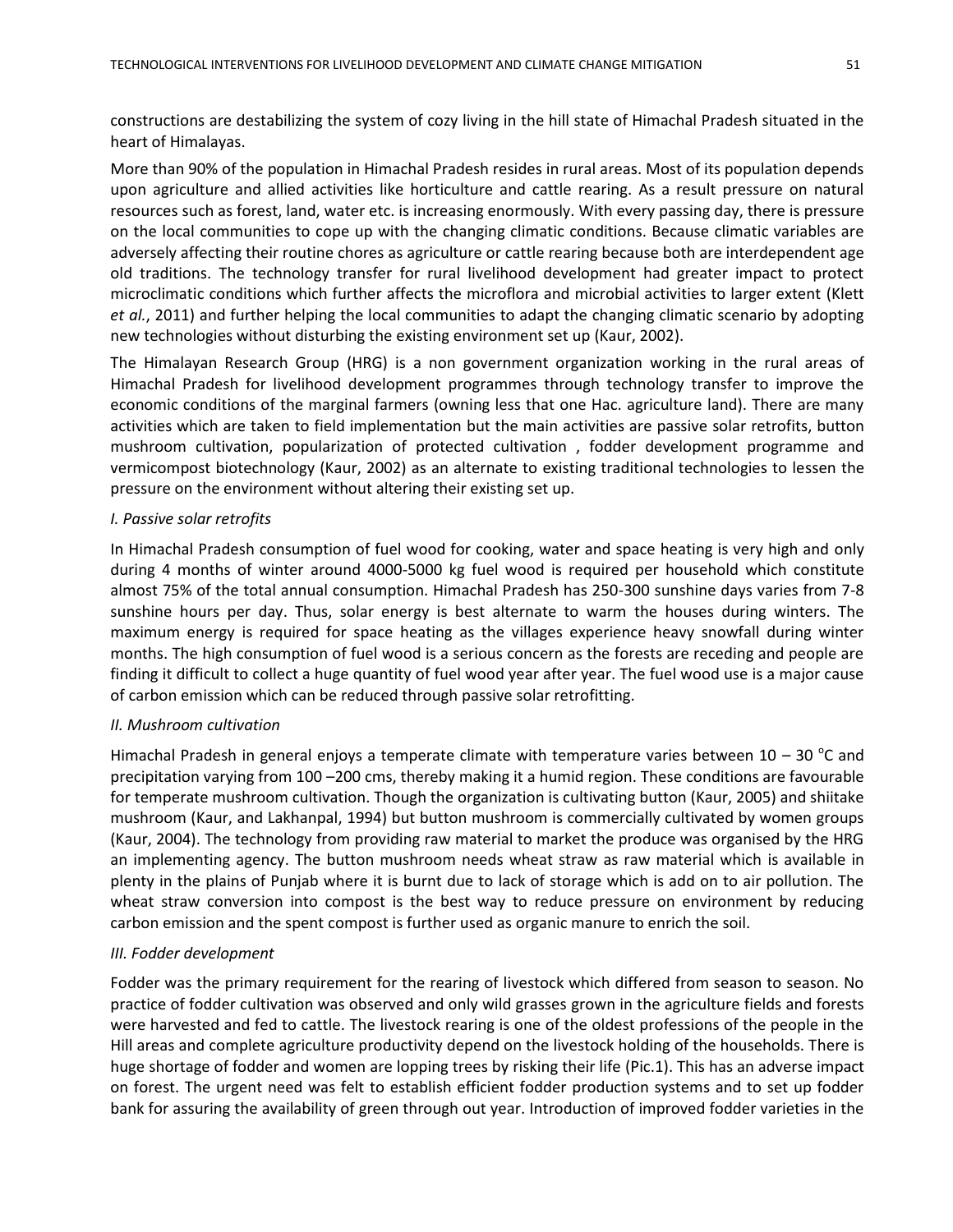constructions are destabilizing the system of cozy living in the hill state of Himachal Pradesh situated in the heart of Himalayas.

More than 90% of the population in Himachal Pradesh resides in rural areas. Most of its population depends upon agriculture and allied activities like horticulture and cattle rearing. As a result pressure on natural resources such as forest, land, water etc. is increasing enormously. With every passing day, there is pressure on the local communities to cope up with the changing climatic conditions. Because climatic variables are adversely affecting their routine chores as agriculture or cattle rearing because both are interdependent age old traditions. The technology transfer for rural livelihood development had greater impact to protect microclimatic conditions which further affects the microflora and microbial activities to larger extent (Klett *et al.*, 2011) and further helping the local communities to adapt the changing climatic scenario by adopting new technologies without disturbing the existing environment set up (Kaur, 2002).

The Himalayan Research Group (HRG) is a non government organization working in the rural areas of Himachal Pradesh for livelihood development programmes through technology transfer to improve the economic conditions of the marginal farmers (owning less that one Hac. agriculture land). There are many activities which are taken to field implementation but the main activities are passive solar retrofits, button mushroom cultivation, popularization of protected cultivation , fodder development programme and vermicompost biotechnology (Kaur, 2002) as an alternate to existing traditional technologies to lessen the pressure on the environment without altering their existing set up.

*I. Passive solar retrofits*

In Himachal Pradesh consumption of fuel wood for cooking, water and space heating is very high and only during 4 months of winter around 4000-5000 kg fuel wood is required per household which constitute almost 75% of the total annual consumption. Himachal Pradesh has 250-300 sunshine days varies from 7-8 sunshine hours per day. Thus, solar energy is best alternate to warm the houses during winters. The maximum energy is required for space heating as the villages experience heavy snowfall during winter months. The high consumption of fuel wood is a serious concern as the forests are receding and people are finding it difficult to collect a huge quantity of fuel wood year after year. The fuel wood use is a major cause of carbon emission which can be reduced through passive solar retrofitting.

*II. Mushroom cultivation*

Himachal Pradesh in general enjoys a temperate climate with temperature varies between 10 – 30 $^{o}$C and precipitation varying from 100 –200 cms, thereby making it a humid region. These conditions are favourable for temperate mushroom cultivation. Though the organization is cultivating button (Kaur, 2005) and shiitake mushroom (Kaur, and Lakhanpal, 1994) but button mushroom is commercially cultivated by women groups (Kaur, 2004). The technology from providing raw material to market the produce was organised by the HRG an implementing agency. The button mushroom needs wheat straw as raw material which is available in plenty in the plains of Punjab where it is burnt due to lack of storage which is add on to air pollution. The wheat straw conversion into compost is the best way to reduce pressure on environment by reducing carbon emission and the spent compost is further used as organic manure to enrich the soil.

*III. Fodder development*

Fodder was the primary requirement for the rearing of livestock which differed from season to season. No practice of fodder cultivation was observed and only wild grasses grown in the agriculture fields and forests were harvested and fed to cattle. The livestock rearing is one of the oldest professions of the people in the Hill areas and complete agriculture productivity depend on the livestock holding of the households. There is huge shortage of fodder and women are lopping trees by risking their life (Pic.1). This has an adverse impact on forest. The urgent need was felt to establish efficient fodder production systems and to set up fodder bank for assuring the availability of green through out year. Introduction of improved fodder varieties in the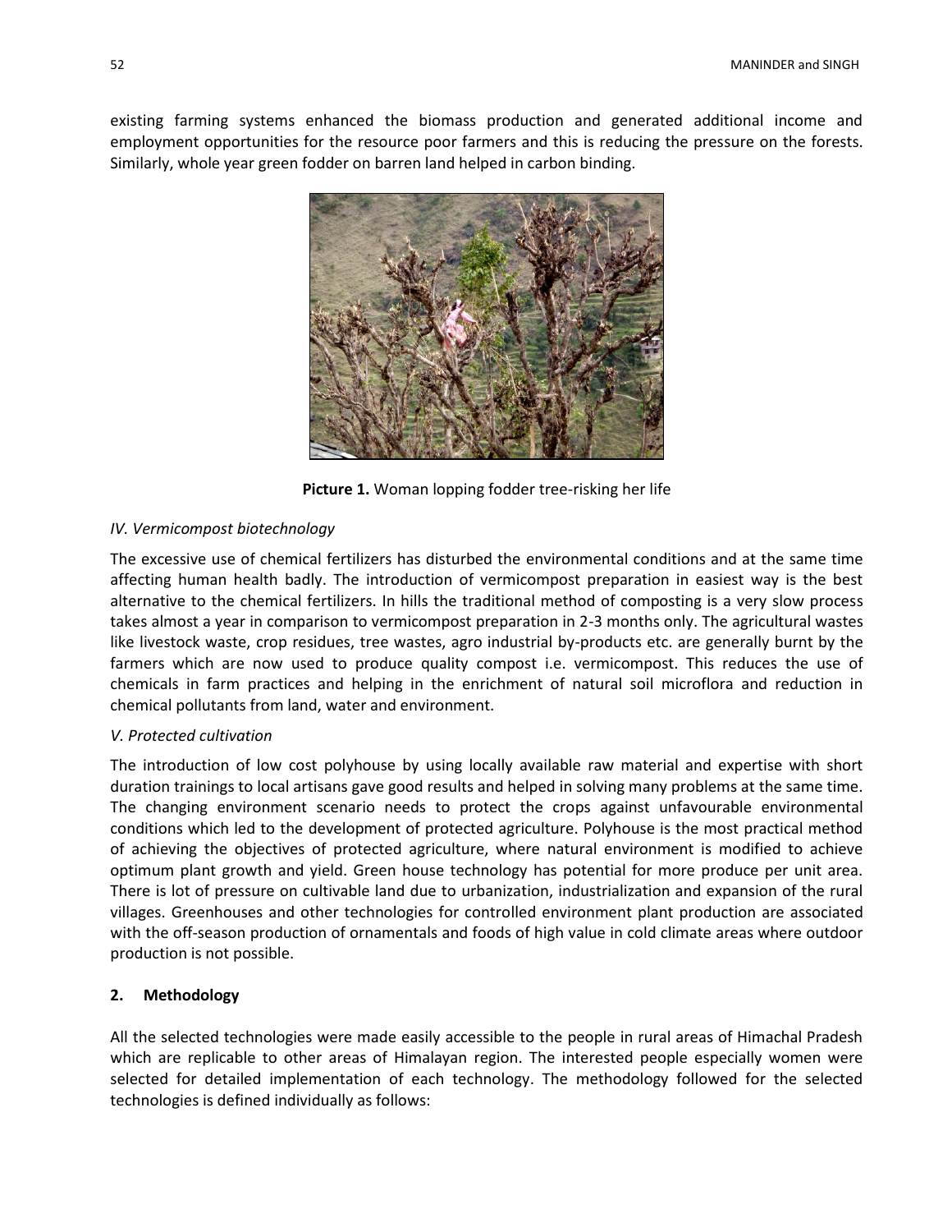existing farming systems enhanced the biomass production and generated additional income and employment opportunities for the resource poor farmers and this is reducing the pressure on the forests. Similarly, whole year green fodder on barren land helped in carbon binding.

**Picture 1.** Woman lopping fodder tree-risking her life

*IV. Vermicompost biotechnology*

The excessive use of chemical fertilizers has disturbed the environmental conditions and at the same time affecting human health badly. The introduction of vermicompost preparation in easiest way is the best alternative to the chemical fertilizers. In hills the traditional method of composting is a very slow process takes almost a year in comparison to vermicompost preparation in 2-3 months only. The agricultural wastes like livestock waste, crop residues, tree wastes, agro industrial by-products etc. are generally burnt by the farmers which are now used to produce quality compost i.e. vermicompost. This reduces the use of chemicals in farm practices and helping in the enrichment of natural soil microflora and reduction in chemical pollutants from land, water and environment.

*V. Protected cultivation*

The introduction of low cost polyhouse by using locally available raw material and expertise with short duration trainings to local artisans gave good results and helped in solving many problems at the same time. The changing environment scenario needs to protect the crops against unfavourable environmental conditions which led to the development of protected agriculture. Polyhouse is the most practical method of achieving the objectives of protected agriculture, where natural environment is modified to achieve optimum plant growth and yield. Green house technology has potential for more produce per unit area. There is lot of pressure on cultivable land due to urbanization, industrialization and expansion of the rural villages. Greenhouses and other technologies for controlled environment plant production are associated with the off-season production of ornamentals and foods of high value in cold climate areas where outdoor production is not possible.

## 2. Methodology

All the selected technologies were made easily accessible to the people in rural areas of Himachal Pradesh which are replicable to other areas of Himalayan region. The interested people especially women were selected for detailed implementation of each technology. The methodology followed for the selected technologies is defined individually as follows: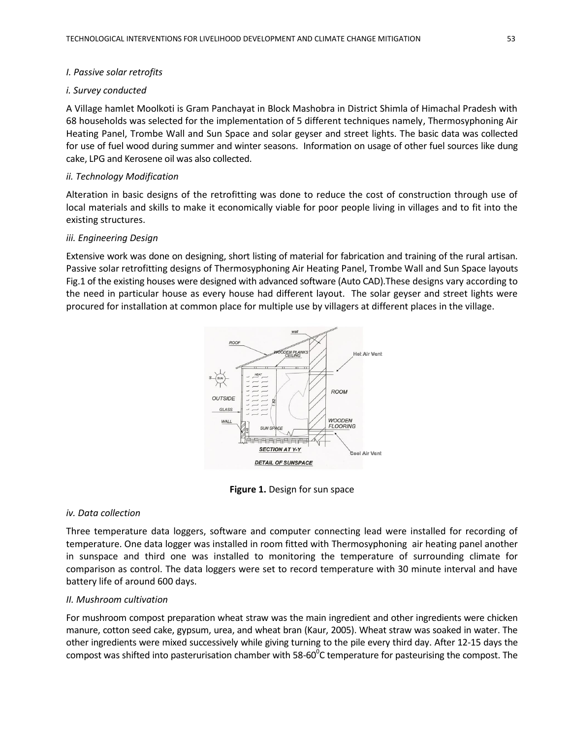*I. Passive solar retrofits*

*i. Survey conducted*

A Village hamlet Moolkoti is Gram Panchayat in Block Mashobra in District Shimla of Himachal Pradesh with 68 households was selected for the implementation of 5 different techniques namely, Thermosyphoning Air Heating Panel, Trombe Wall and Sun Space and solar geyser and street lights. The basic data was collected for use of fuel wood during summer and winter seasons. Information on usage of other fuel sources like dung cake, LPG and Kerosene oil was also collected.

*ii. Technology Modification*

Alteration in basic designs of the retrofitting was done to reduce the cost of construction through use of local materials and skills to make it economically viable for poor people living in villages and to fit into the existing structures.

*iii. Engineering Design*

Extensive work was done on designing, short listing of material for fabrication and training of the rural artisan. Passive solar retrofitting designs of Thermosyphoning Air Heating Panel, Trombe Wall and Sun Space layouts Fig.1 of the existing houses were designed with advanced software (Auto CAD).These designs vary according to the need in particular house as every house had different layout. The solar geyser and street lights were procured for installation at common place for multiple use by villagers at different places in the village.

**Figure 1.** Design for sun space

*iv. Data collection*

Three temperature data loggers, software and computer connecting lead were installed for recording of temperature. One data logger was installed in room fitted with Thermosyphoning air heating panel another in sunspace and third one was installed to monitoring the temperature of surrounding climate for comparison as control. The data loggers were set to record temperature with 30 minute interval and have battery life of around 600 days.

*II. Mushroom cultivation*

For mushroom compost preparation wheat straw was the main ingredient and other ingredients were chicken manure, cotton seed cake, gypsum, urea, and wheat bran (Kaur, 2005). Wheat straw was soaked in water. The other ingredients were mixed successively while giving turning to the pile every third day. After 12-15 days the compost was shifted into pasterurisation chamber with 58-60$^0$C temperature for pasteurising the compost. The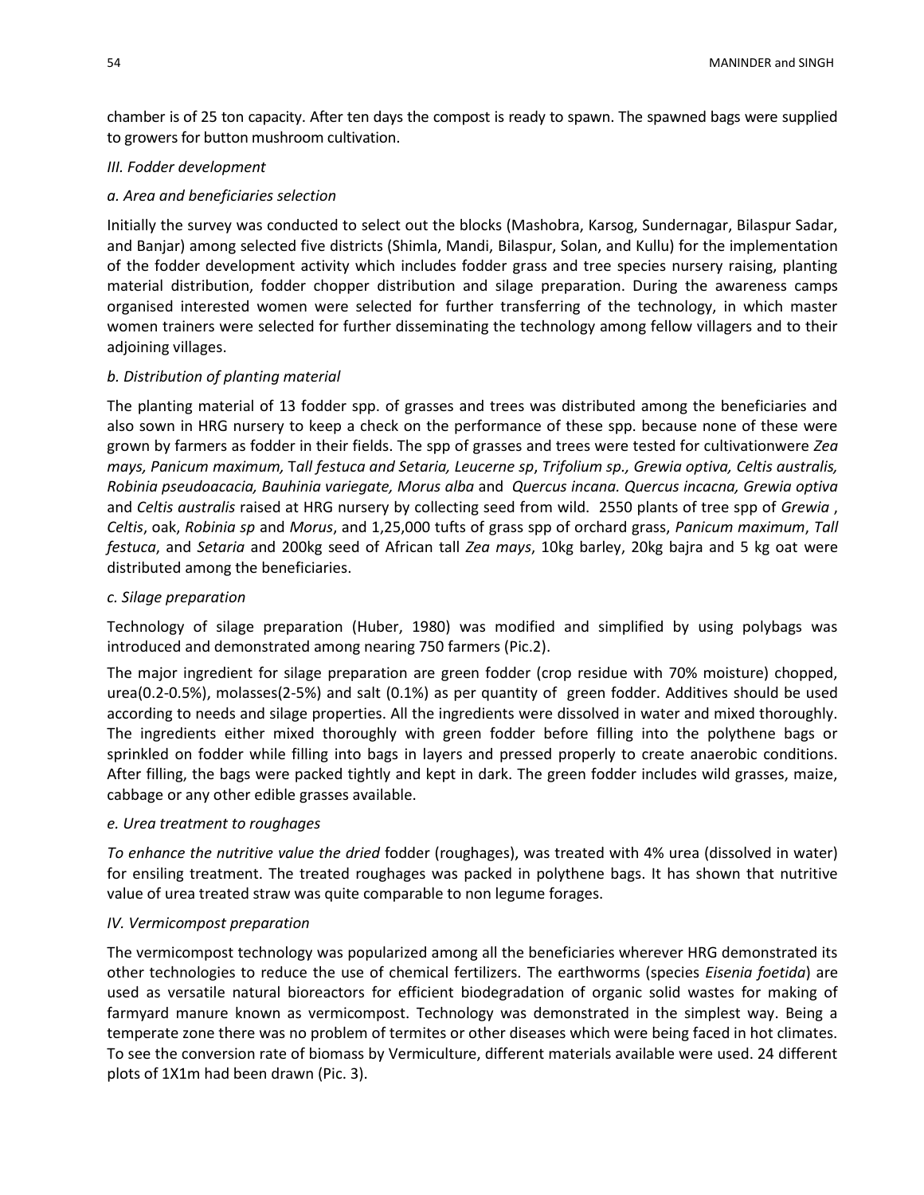chamber is of 25 ton capacity. After ten days the compost is ready to spawn. The spawned bags were supplied to growers for button mushroom cultivation.

*III. Fodder development*

*a. Area and beneficiaries selection*

Initially the survey was conducted to select out the blocks (Mashobra, Karsog, Sundernagar, Bilaspur Sadar, and Banjar) among selected five districts (Shimla, Mandi, Bilaspur, Solan, and Kullu) for the implementation of the fodder development activity which includes fodder grass and tree species nursery raising, planting material distribution, fodder chopper distribution and silage preparation. During the awareness camps organised interested women were selected for further transferring of the technology, in which master women trainers were selected for further disseminating the technology among fellow villagers and to their adjoining villages.

*b. Distribution of planting material*

The planting material of 13 fodder spp. of grasses and trees was distributed among the beneficiaries and also sown in HRG nursery to keep a check on the performance of these spp. because none of these were grown by farmers as fodder in their fields. The spp of grasses and trees were tested for cultivationwere *Zea mays, Panicum maximum,* T*all festuca and Setaria, Leucerne sp*, *Trifolium sp., Grewia optiva, Celtis australis, Robinia pseudoacacia, Bauhinia variegate, Morus alba* and *Quercus incana. Quercus incacna, Grewia optiva* and *Celtis australis* raised at HRG nursery by collecting seed from wild. 2550 plants of tree spp of *Grewia* , *Celtis*, oak, *Robinia sp* and *Morus*, and 1,25,000 tufts of grass spp of orchard grass, *Panicum maximum*, *Tall festuca*, and *Setaria* and 200kg seed of African tall *Zea mays*, 10kg barley, 20kg bajra and 5 kg oat were distributed among the beneficiaries.

*c. Silage preparation*

Technology of silage preparation (Huber, 1980) was modified and simplified by using polybags was introduced and demonstrated among nearing 750 farmers (Pic.2).

The major ingredient for silage preparation are green fodder (crop residue with 70% moisture) chopped, urea(0.2-0.5%), molasses(2-5%) and salt (0.1%) as per quantity of green fodder. Additives should be used according to needs and silage properties. All the ingredients were dissolved in water and mixed thoroughly. The ingredients either mixed thoroughly with green fodder before filling into the polythene bags or sprinkled on fodder while filling into bags in layers and pressed properly to create anaerobic conditions. After filling, the bags were packed tightly and kept in dark. The green fodder includes wild grasses, maize, cabbage or any other edible grasses available.

*e. Urea treatment to roughages*

*To enhance the nutritive value the dried* fodder (roughages), was treated with 4% urea (dissolved in water) for ensiling treatment. The treated roughages was packed in polythene bags. It has shown that nutritive value of urea treated straw was quite comparable to non legume forages.

*IV. Vermicompost preparation*

The vermicompost technology was popularized among all the beneficiaries wherever HRG demonstrated its other technologies to reduce the use of chemical fertilizers. The earthworms (species *Eisenia foetida*) are used as versatile natural bioreactors for efficient biodegradation of organic solid wastes for making of farmyard manure known as vermicompost. Technology was demonstrated in the simplest way. Being a temperate zone there was no problem of termites or other diseases which were being faced in hot climates. To see the conversion rate of biomass by Vermiculture, different materials available were used. 24 different plots of 1X1m had been drawn (Pic. 3).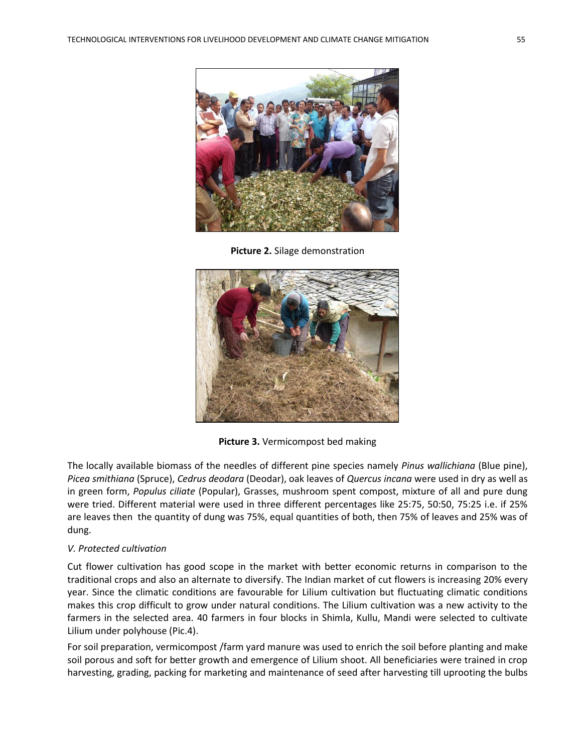**Picture 2.** Silage demonstration

**Picture 3.** Vermicompost bed making

The locally available biomass of the needles of different pine species namely *Pinus wallichiana* (Blue pine), *Picea smithiana* (Spruce), *Cedrus deodara* (Deodar), oak leaves of *Quercus incana* were used in dry as well as in green form, *Populus ciliate* (Popular), Grasses, mushroom spent compost, mixture of all and pure dung were tried. Different material were used in three different percentages like 25:75, 50:50, 75:25 i.e. if 25% are leaves then the quantity of dung was 75%, equal quantities of both, then 75% of leaves and 25% was of dung.

*V. Protected cultivation*

Cut flower cultivation has good scope in the market with better economic returns in comparison to the traditional crops and also an alternate to diversify. The Indian market of cut flowers is increasing 20% every year. Since the climatic conditions are favourable for Lilium cultivation but fluctuating climatic conditions makes this crop difficult to grow under natural conditions. The Lilium cultivation was a new activity to the farmers in the selected area. 40 farmers in four blocks in Shimla, Kullu, Mandi were selected to cultivate Lilium under polyhouse (Pic.4).

For soil preparation, vermicompost /farm yard manure was used to enrich the soil before planting and make soil porous and soft for better growth and emergence of Lilium shoot. All beneficiaries were trained in crop harvesting, grading, packing for marketing and maintenance of seed after harvesting till uprooting the bulbs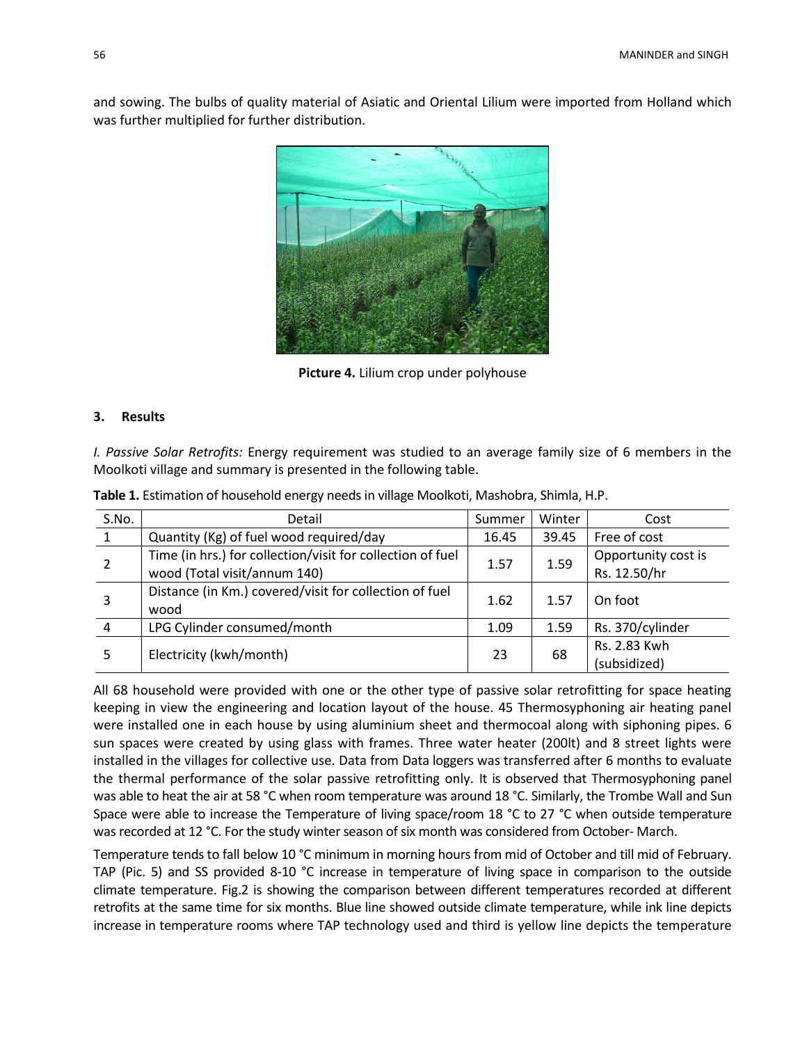and sowing. The bulbs of quality material of Asiatic and Oriental Lilium were imported from Holland which was further multiplied for further distribution.

**Picture 4.** Lilium crop under polyhouse

## 3. Results

*I. Passive Solar Retrofits:* Energy requirement was studied to an average family size of 6 members in the Moolkoti village and summary is presented in the following table.

**Table 1.** Estimation of household energy needs in village Moolkoti, Mashobra, Shimla, H.P.

| S.No. | Detail | Summer | Winter | Cost |
|---|---|---|---|---|
| 1 | Quantity (Kg) of fuel wood required/day | 16.45 | 39.45 | Free of cost |
| 2 | Time (in hrs.) for collection/visit for collection of fuel wood (Total visit/annum 140) | 1.57 | 1.59 | Opportunity cost is Rs. 12.50/hr |
| 3 | Distance (in Km.) covered/visit for collection of fuel wood | 1.62 | 1.57 | On foot |
| 4 | LPG Cylinder consumed/month | 1.09 | 1.59 | Rs. 370/cylinder |
| 5 | Electricity (kwh/month) | 23 | 68 | Rs. 2.83 Kwh (subsidized) |

All 68 household were provided with one or the other type of passive solar retrofitting for space heating keeping in view the engineering and location layout of the house. 45 Thermosyphoning air heating panel were installed one in each house by using aluminium sheet and thermocoal along with siphoning pipes. 6 sun spaces were created by using glass with frames. Three water heater (200lt) and 8 street lights were installed in the villages for collective use. Data from Data loggers was transferred after 6 months to evaluate the thermal performance of the solar passive retrofitting only. It is observed that Thermosyphoning panel was able to heat the air at 58 °C when room temperature was around 18 °C. Similarly, the Trombe Wall and Sun Space were able to increase the Temperature of living space/room 18 °C to 27 °C when outside temperature was recorded at 12 °C. For the study winter season of six month was considered from October- March.

Temperature tends to fall below 10 °C minimum in morning hours from mid of October and till mid of February. TAP (Pic. 5) and SS provided 8-10 °C increase in temperature of living space in comparison to the outside climate temperature. Fig.2 is showing the comparison between different temperatures recorded at different retrofits at the same time for six months. Blue line showed outside climate temperature, while ink line depicts increase in temperature rooms where TAP technology used and third is yellow line depicts the temperature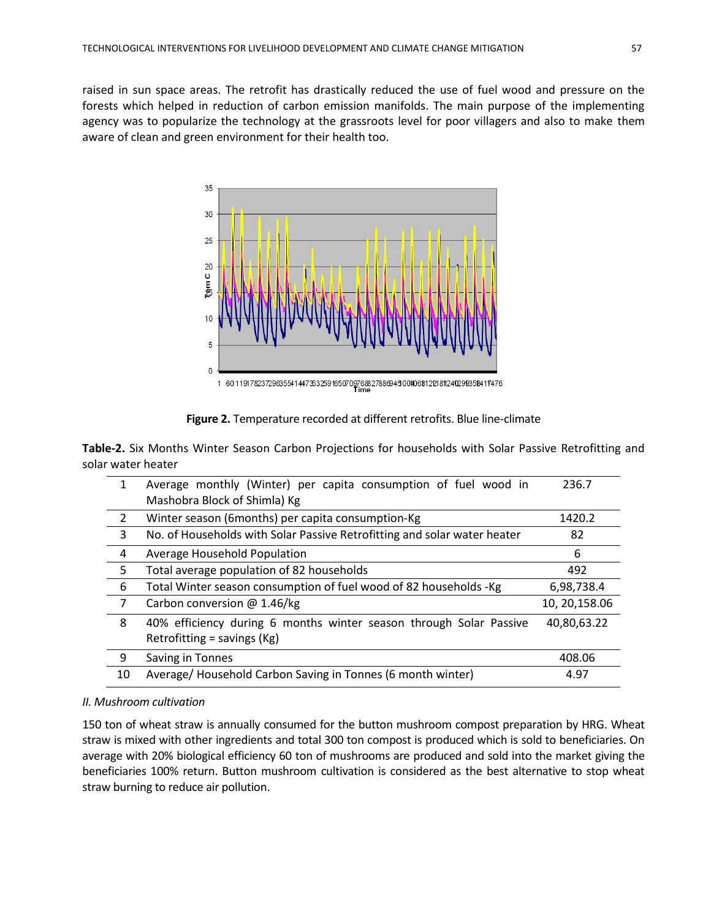raised in sun space areas. The retrofit has drastically reduced the use of fuel wood and pressure on the forests which helped in reduction of carbon emission manifolds. The main purpose of the implementing agency was to popularize the technology at the grassroots level for poor villagers and also to make them aware of clean and green environment for their health too.

**Figure 2.** Temperature recorded at different retrofits. Blue line-climate

**Table-2.** Six Months Winter Season Carbon Projections for households with Solar Passive Retrofitting and solar water heater

| | | |
|---|---|---|
| 1 | Average monthly (Winter) per capita consumption of fuel wood in Mashobra Block of Shimla) Kg | 236.7 |
| 2 | Winter season (6months) per capita consumption-Kg | 1420.2 |
| 3 | No. of Households with Solar Passive Retrofitting and solar water heater | 82 |
| 4 | Average Household Population | 6 |
| 5 | Total average population of 82 households | 492 |
| 6 | Total Winter season consumption of fuel wood of 82 households -Kg | 6,98,738.4 |
| 7 | Carbon conversion @ 1.46/kg | 10, 20,158.06 |
| 8 | 40% efficiency during 6 months winter season through Solar Passive Retrofitting = savings (Kg) | 40,80,63.22 |
| 9 | Saving in Tonnes | 408.06 |
| 10 | Average/ Household Carbon Saving in Tonnes (6 month winter) | 4.97 |

*II. Mushroom cultivation*

150 ton of wheat straw is annually consumed for the button mushroom compost preparation by HRG. Wheat straw is mixed with other ingredients and total 300 ton compost is produced which is sold to beneficiaries. On average with 20% biological efficiency 60 ton of mushrooms are produced and sold into the market giving the beneficiaries 100% return. Button mushroom cultivation is considered as the best alternative to stop wheat straw burning to reduce air pollution.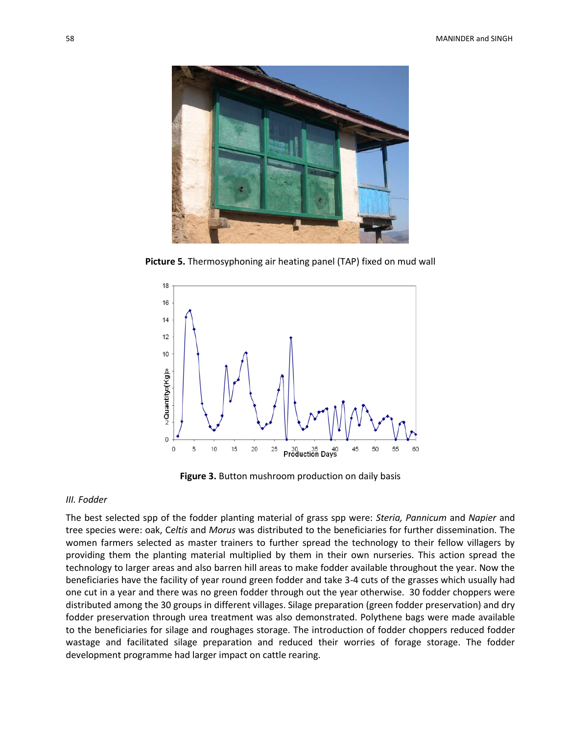Picture 5. Thermosyphoning air heating panel (TAP) fixed on mud wall

Figure 3. Button mushroom production on daily basis

### *III. Fodder*

The best selected spp of the fodder planting material of grass spp were: *Steria, Pannicum* and *Napier* and tree species were: oak, C*eltis* and *Morus* was distributed to the beneficiaries for further dissemination. The women farmers selected as master trainers to further spread the technology to their fellow villagers by providing them the planting material multiplied by them in their own nurseries. This action spread the technology to larger areas and also barren hill areas to make fodder available throughout the year. Now the beneficiaries have the facility of year round green fodder and take 3-4 cuts of the grasses which usually had one cut in a year and there was no green fodder through out the year otherwise. 30 fodder choppers were distributed among the 30 groups in different villages. Silage preparation (green fodder preservation) and dry fodder preservation through urea treatment was also demonstrated. Polythene bags were made available to the beneficiaries for silage and roughages storage. The introduction of fodder choppers reduced fodder wastage and facilitated silage preparation and reduced their worries of forage storage. The fodder development programme had larger impact on cattle rearing.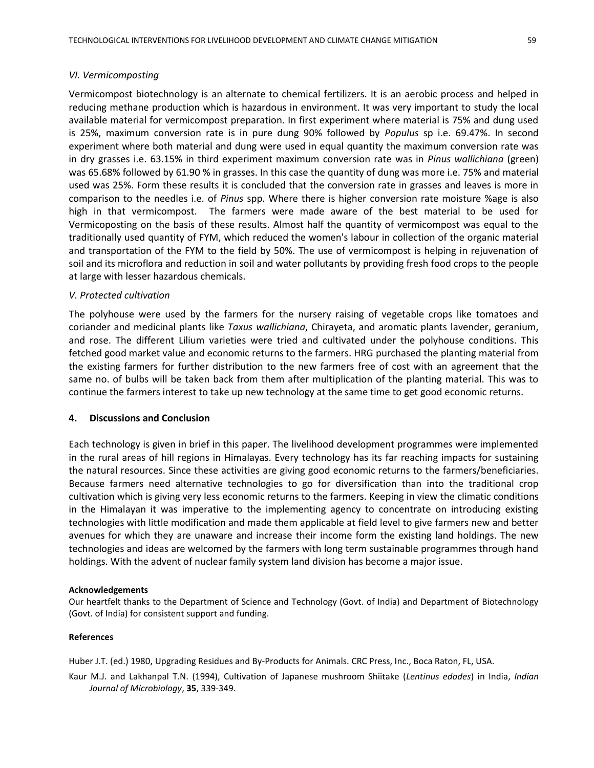*VI. Vermicomposting*

Vermicompost biotechnology is an alternate to chemical fertilizers. It is an aerobic process and helped in reducing methane production which is hazardous in environment. It was very important to study the local available material for vermicompost preparation. In first experiment where material is 75% and dung used is 25%, maximum conversion rate is in pure dung 90% followed by *Populus* sp i.e. 69.47%. In second experiment where both material and dung were used in equal quantity the maximum conversion rate was in dry grasses i.e. 63.15% in third experiment maximum conversion rate was in *Pinus wallichiana* (green) was 65.68% followed by 61.90 % in grasses. In this case the quantity of dung was more i.e. 75% and material used was 25%. Form these results it is concluded that the conversion rate in grasses and leaves is more in comparison to the needles i.e. of *Pinus* spp. Where there is higher conversion rate moisture %age is also high in that vermicompost. The farmers were made aware of the best material to be used for Vermicoposting on the basis of these results. Almost half the quantity of vermicompost was equal to the traditionally used quantity of FYM, which reduced the women's labour in collection of the organic material and transportation of the FYM to the field by 50%. The use of vermicompost is helping in rejuvenation of soil and its microflora and reduction in soil and water pollutants by providing fresh food crops to the people at large with lesser hazardous chemicals.

*V. Protected cultivation*

The polyhouse were used by the farmers for the nursery raising of vegetable crops like tomatoes and coriander and medicinal plants like *Taxus wallichiana*, Chirayeta, and aromatic plants lavender, geranium, and rose. The different Lilium varieties were tried and cultivated under the polyhouse conditions. This fetched good market value and economic returns to the farmers. HRG purchased the planting material from the existing farmers for further distribution to the new farmers free of cost with an agreement that the same no. of bulbs will be taken back from them after multiplication of the planting material. This was to continue the farmers interest to take up new technology at the same time to get good economic returns.

## 4. Discussions and Conclusion

Each technology is given in brief in this paper. The livelihood development programmes were implemented in the rural areas of hill regions in Himalayas. Every technology has its far reaching impacts for sustaining the natural resources. Since these activities are giving good economic returns to the farmers/beneficiaries. Because farmers need alternative technologies to go for diversification than into the traditional crop cultivation which is giving very less economic returns to the farmers. Keeping in view the climatic conditions in the Himalayan it was imperative to the implementing agency to concentrate on introducing existing technologies with little modification and made them applicable at field level to give farmers new and better avenues for which they are unaware and increase their income form the existing land holdings. The new technologies and ideas are welcomed by the farmers with long term sustainable programmes through hand holdings. With the advent of nuclear family system land division has become a major issue.

**Acknowledgements**

Our heartfelt thanks to the Department of Science and Technology (Govt. of India) and Department of Biotechnology (Govt. of India) for consistent support and funding.

**References**

Huber J.T. (ed.) 1980, Upgrading Residues and By-Products for Animals. CRC Press, Inc., Boca Raton, FL, USA.

Kaur M.J. and Lakhanpal T.N. (1994), Cultivation of Japanese mushroom Shiitake (*Lentinus edodes*) in India, *Indian Journal of Microbiology*, **35**, 339-349.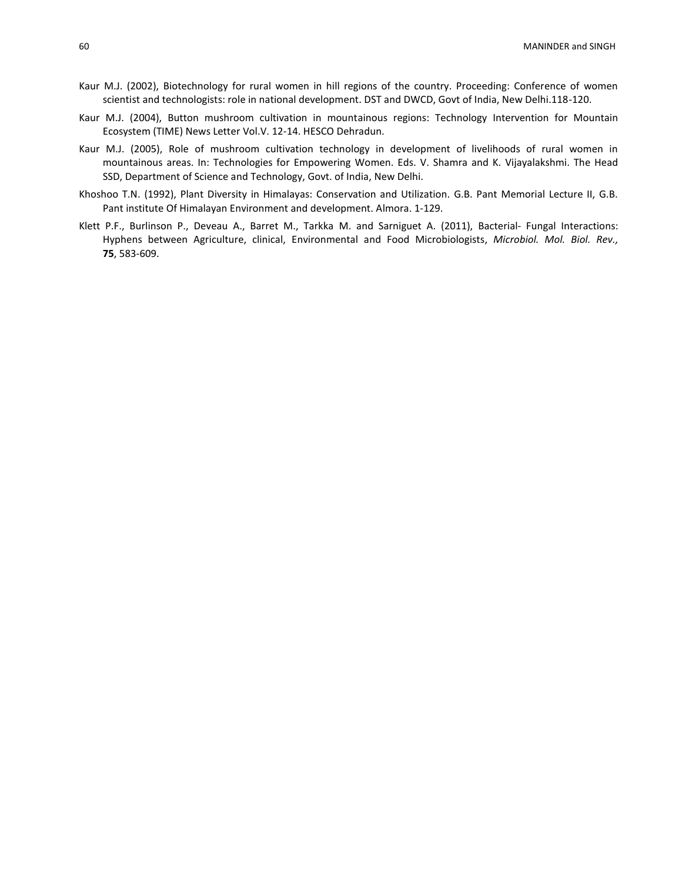Kaur M.J. (2002), Biotechnology for rural women in hill regions of the country. Proceeding: Conference of women scientist and technologists: role in national development. DST and DWCD, Govt of India, New Delhi.118-120.

Kaur M.J. (2004), Button mushroom cultivation in mountainous regions: Technology Intervention for Mountain Ecosystem (TIME) News Letter Vol.V. 12-14. HESCO Dehradun.

Kaur M.J. (2005), Role of mushroom cultivation technology in development of livelihoods of rural women in mountainous areas. In: Technologies for Empowering Women. Eds. V. Shamra and K. Vijayalakshmi. The Head SSD, Department of Science and Technology, Govt. of India, New Delhi.

Khoshoo T.N. (1992), Plant Diversity in Himalayas: Conservation and Utilization. G.B. Pant Memorial Lecture II, G.B. Pant institute Of Himalayan Environment and development. Almora. 1-129.

Klett P.F., Burlinson P., Deveau A., Barret M., Tarkka M. and Sarniguet A. (2011), Bacterial- Fungal Interactions: Hyphens between Agriculture, clinical, Environmental and Food Microbiologists, *Microbiol. Mol. Biol. Rev.,* **75**, 583-609.